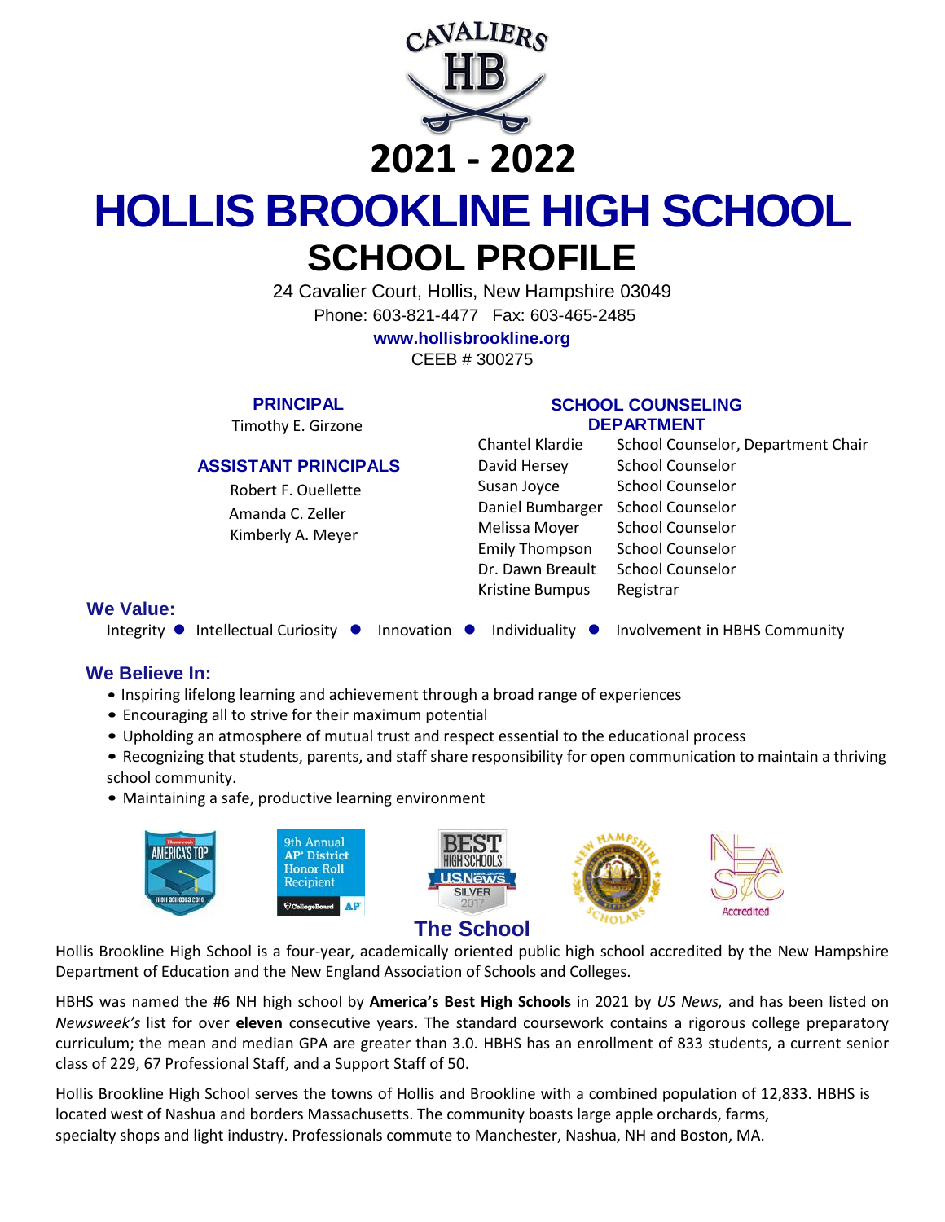CAVALIERS HB

# 2021 - 2022

# HOLLIS BROOKLINE HIGH SCHOOL

## SCHOOL PROFILE

24 Cavalier Court, Hollis, New Hampshire 03049
Phone: 603-821-4477 Fax: 603-465-2485
**www.hollisbrookline.org**
CEEB # 300275

### PRINCIPAL

Timothy E. Girzone

### ASSISTANT PRINCIPALS

Robert F. Ouellette
Amanda C. Zeller
Kimberly A. Meyer

### SCHOOL COUNSELING DEPARTMENT

| Name | Title |
|---|---|
| Chantel Klardie | School Counselor, Department Chair |
| David Hersey | School Counselor |
| Susan Joyce | School Counselor |
| Daniel Bumbarger | School Counselor |
| Melissa Moyer | School Counselor |
| Emily Thompson | School Counselor |
| Dr. Dawn Breault | School Counselor |
| Kristine Bumpus | Registrar |

### We Value:

Integrity ● Intellectual Curiosity ● Innovation ● Individuality ● Involvement in HBHS Community

### We Believe In:

- Inspiring lifelong learning and achievement through a broad range of experiences
- Encouraging all to strive for their maximum potential
- Upholding an atmosphere of mutual trust and respect essential to the educational process
- Recognizing that students, parents, and staff share responsibility for open communication to maintain a thriving school community.
- Maintaining a safe, productive learning environment

## The School

Hollis Brookline High School is a four-year, academically oriented public high school accredited by the New Hampshire Department of Education and the New England Association of Schools and Colleges.

HBHS was named the #6 NH high school by **America's Best High Schools** in 2021 by *US News,* and has been listed on *Newsweek's* list for over **eleven** consecutive years. The standard coursework contains a rigorous college preparatory curriculum; the mean and median GPA are greater than 3.0. HBHS has an enrollment of 833 students, a current senior class of 229, 67 Professional Staff, and a Support Staff of 50.

Hollis Brookline High School serves the towns of Hollis and Brookline with a combined population of 12,833. HBHS is located west of Nashua and borders Massachusetts. The community boasts large apple orchards, farms, specialty shops and light industry. Professionals commute to Manchester, Nashua, NH and Boston, MA.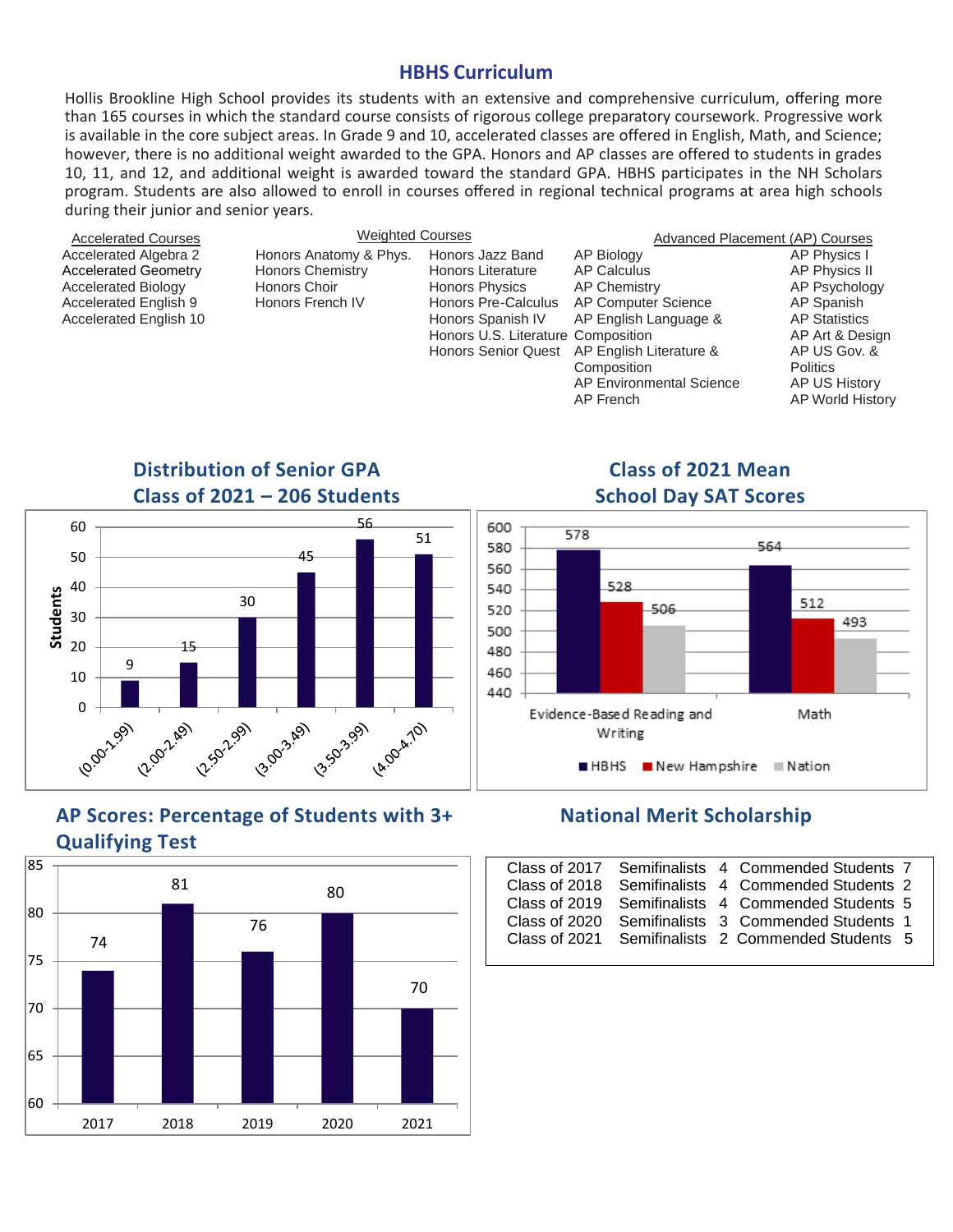# HBHS Curriculum

Hollis Brookline High School provides its students with an extensive and comprehensive curriculum, offering more than 165 courses in which the standard course consists of rigorous college preparatory coursework. Progressive work is available in the core subject areas. In Grade 9 and 10, accelerated classes are offered in English, Math, and Science; however, there is no additional weight awarded to the GPA. Honors and AP classes are offered to students in grades 10, 11, and 12, and additional weight is awarded toward the standard GPA. HBHS participates in the NH Scholars program. Students are also allowed to enroll in courses offered in regional technical programs at area high schools during their junior and senior years.

**Accelerated Courses**
- Accelerated Algebra 2
- Accelerated Geometry
- Accelerated Biology
- Accelerated English 9
- Accelerated English 10

**Weighted Courses**
- Honors Anatomy & Phys.
- Honors Chemistry
- Honors Choir
- Honors French IV
- Honors Jazz Band
- Honors Literature
- Honors Physics
- Honors Pre-Calculus
- Honors Spanish IV
- Honors U.S. Literature
- Honors Senior Quest

**Advanced Placement (AP) Courses**
- AP Biology
- AP Calculus
- AP Chemistry
- AP Computer Science
- AP English Language & Composition
- AP English Literature & Composition
- AP Environmental Science
- AP French
- AP Physics I
- AP Physics II
- AP Psychology
- AP Spanish
- AP Statistics
- AP Art & Design
- AP US Gov. & Politics
- AP US History
- AP World History

## Distribution of Senior GPA Class of 2021 – 206 Students

| GPA | Students |
|---|---|
| (0.00-1.99) | 9 |
| (2.00-2.49) | 15 |
| (2.50-2.99) | 30 |
| (3.00-3.49) | 45 |
| (3.50-3.99) | 56 |
| (4.00-4.70) | 51 |

## Class of 2021 Mean School Day SAT Scores

| | HBHS | New Hampshire | Nation |
|---|---|---|---|
| Evidence-Based Reading and Writing | 578 | 528 | 506 |
| Math | 564 | 512 | 493 |

## AP Scores: Percentage of Students with 3+ Qualifying Test

| Year | Percentage |
|---|---|
| 2017 | 74 |
| 2018 | 81 |
| 2019 | 76 |
| 2020 | 80 |
| 2021 | 70 |

## National Merit Scholarship

| Class | Semifinalists | Commended Students |
|---|---|---|
| Class of 2017 | 4 | 7 |
| Class of 2018 | 4 | 2 |
| Class of 2019 | 4 | 5 |
| Class of 2020 | 3 | 1 |
| Class of 2021 | 2 | 5 |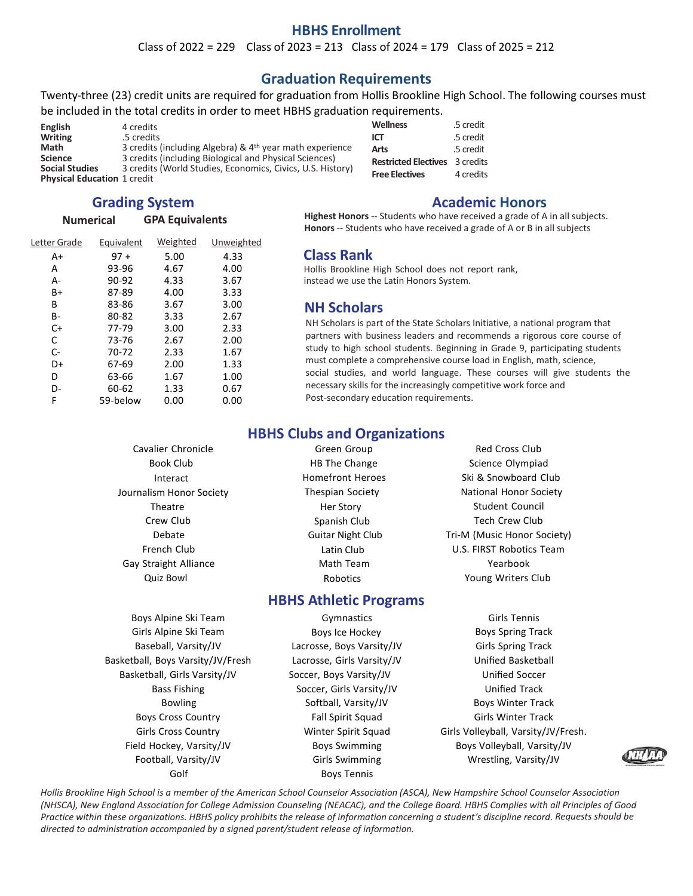## HBHS Enrollment

Class of 2022 = 229 Class of 2023 = 213 Class of 2024 = 179 Class of 2025 = 212

## Graduation Requirements

Twenty-three (23) credit units are required for graduation from Hollis Brookline High School. The following courses must be included in the total credits in order to meet HBHS graduation requirements.

| | |
|---|---|
| **English** | 4 credits |
| **Writing** | .5 credits |
| **Math** | 3 credits (including Algebra) & 4th year math experience |
| **Science** | 3 credits (including Biological and Physical Sciences) |
| **Social Studies** | 3 credits (World Studies, Economics, Civics, U.S. History) |
| **Physical Education** | 1 credit |
| **Wellness** | .5 credit |
| **ICT** | .5 credit |
| **Arts** | .5 credit |
| **Restricted Electives** | 3 credits |
| **Free Electives** | 4 credits |

## Grading System

| | Numerical | GPA Equivalents | |
|---|---|---|---|
| Letter Grade | Equivalent | Weighted | Unweighted |
| A+ | 97 + | 5.00 | 4.33 |
| A | 93-96 | 4.67 | 4.00 |
| A- | 90-92 | 4.33 | 3.67 |
| B+ | 87-89 | 4.00 | 3.33 |
| B | 83-86 | 3.67 | 3.00 |
| B- | 80-82 | 3.33 | 2.67 |
| C+ | 77-79 | 3.00 | 2.33 |
| C | 73-76 | 2.67 | 2.00 |
| C- | 70-72 | 2.33 | 1.67 |
| D+ | 67-69 | 2.00 | 1.33 |
| D | 63-66 | 1.67 | 1.00 |
| D- | 60-62 | 1.33 | 0.67 |
| F | 59-below | 0.00 | 0.00 |

## Academic Honors

**Highest Honors** -- Students who have received a grade of A in all subjects.
**Honors** -- Students who have received a grade of A or B in all subjects

## Class Rank

Hollis Brookline High School does not report rank, instead we use the Latin Honors System.

## NH Scholars

NH Scholars is part of the State Scholars Initiative, a national program that partners with business leaders and recommends a rigorous core course of study to high school students. Beginning in Grade 9, participating students must complete a comprehensive course load in English, math, science, social studies, and world language. These courses will give students the necessary skills for the increasingly competitive work force and Post-secondary education requirements.

## HBHS Clubs and Organizations

| | | |
|---|---|---|
| Cavalier Chronicle | Green Group | Red Cross Club |
| Book Club | HB The Change | Science Olympiad |
| Interact | Homefront Heroes | Ski & Snowboard Club |
| Journalism Honor Society | Thespian Society | National Honor Society |
| Theatre | Her Story | Student Council |
| Crew Club | Spanish Club | Tech Crew Club |
| Debate | Guitar Night Club | Tri-M (Music Honor Society) |
| French Club | Latin Club | U.S. FIRST Robotics Team |
| Gay Straight Alliance | Math Team | Yearbook |
| Quiz Bowl | Robotics | Young Writers Club |

## HBHS Athletic Programs

| | | |
|---|---|---|
| Boys Alpine Ski Team | Gymnastics | Girls Tennis |
| Girls Alpine Ski Team | Boys Ice Hockey | Boys Spring Track |
| Baseball, Varsity/JV | Lacrosse, Boys Varsity/JV | Girls Spring Track |
| Basketball, Boys Varsity/JV/Fresh | Lacrosse, Girls Varsity/JV | Unified Basketball |
| Basketball, Girls Varsity/JV | Soccer, Boys Varsity/JV | Unified Soccer |
| Bass Fishing | Soccer, Girls Varsity/JV | Unified Track |
| Bowling | Softball, Varsity/JV | Boys Winter Track |
| Boys Cross Country | Fall Spirit Squad | Girls Winter Track |
| Girls Cross Country | Winter Spirit Squad | Girls Volleyball, Varsity/JV/Fresh. |
| Field Hockey, Varsity/JV | Boys Swimming | Boys Volleyball, Varsity/JV |
| Football, Varsity/JV | Girls Swimming | Wrestling, Varsity/JV |
| Golf | Boys Tennis | |

*Hollis Brookline High School is a member of the American School Counselor Association (ASCA), New Hampshire School Counselor Association (NHSCA), New England Association for College Admission Counseling (NEACAC), and the College Board. HBHS Complies with all Principles of Good Practice within these organizations. HBHS policy prohibits the release of information concerning a student's discipline record. Requests should be directed to administration accompanied by a signed parent/student release of information.*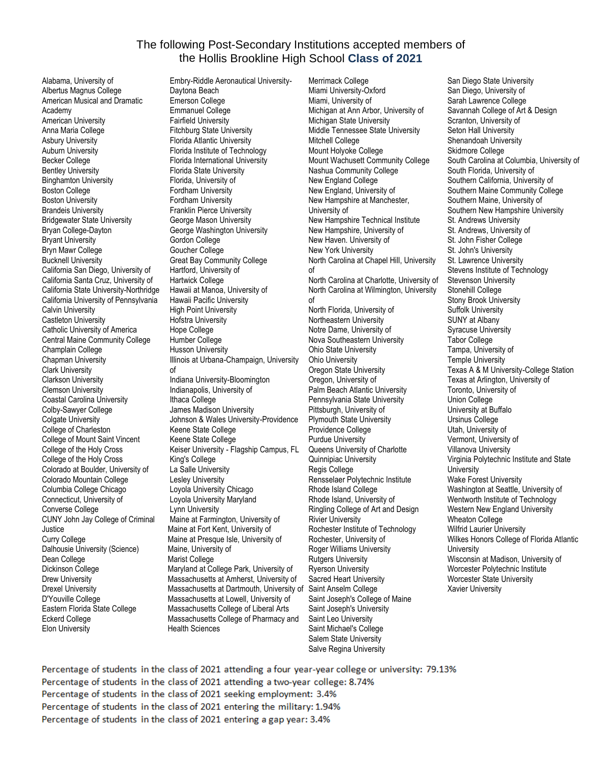# The following Post-Secondary Institutions accepted members of the Hollis Brookline High School **Class of 2021**

Alabama, University of
Albertus Magnus College
American Musical and Dramatic Academy
American University
Anna Maria College
Asbury University
Auburn University
Becker College
Bentley University
Binghamton University
Boston College
Boston University
Brandeis University
Bridgewater State University
Bryan College-Dayton
Bryant University
Bryn Mawr College
Bucknell University
California San Diego, University of
California Santa Cruz, University of
California State University-Northridge
California University of Pennsylvania
Calvin University
Castleton University
Catholic University of America
Central Maine Community College
Champlain College
Chapman University
Clark University
Clarkson University
Clemson University
Coastal Carolina University
Colby-Sawyer College
Colgate University
College of Charleston
College of Mount Saint Vincent
College of the Holy Cross
College of the Holy Cross
Colorado at Boulder, University of
Colorado Mountain College
Columbia College Chicago
Connecticut, University of
Converse College
CUNY John Jay College of Criminal Justice
Curry College
Dalhousie University (Science)
Dean College
Dickinson College
Drew University
Drexel University
D'Youville College
Eastern Florida State College
Eckerd College
Elon University
Embry-Riddle Aeronautical University-Daytona Beach
Emerson College
Emmanuel College
Fairfield University
Fitchburg State University
Florida Atlantic University
Florida Institute of Technology
Florida International University
Florida State University
Florida, University of
Fordham University
Fordham University
Franklin Pierce University
George Mason University
George Washington University
Gordon College
Goucher College
Great Bay Community College
Hartford, University of
Hartwick College
Hawaii at Manoa, University of
Hawaii Pacific University
High Point University
Hofstra University
Hope College
Humber College
Husson University
Illinois at Urbana-Champaign, University of
Indiana University-Bloomington
Indianapolis, University of
Ithaca College
James Madison University
Johnson & Wales University-Providence
Keene State College
Keene State College
Keiser University - Flagship Campus, FL
King's College
La Salle University
Lesley University
Loyola University Chicago
Loyola University Maryland
Lynn University
Maine at Farmington, University of
Maine at Fort Kent, University of
Maine at Presque Isle, University of
Maine, University of
Marist College
Maryland at College Park, University of
Massachusetts at Amherst, University of
Massachusetts at Dartmouth, University of
Massachusetts at Lowell, University of
Massachusetts College of Liberal Arts
Massachusetts College of Pharmacy and Health Sciences
Merrimack College
Miami University-Oxford
Miami, University of
Michigan at Ann Arbor, University of
Michigan State University
Middle Tennessee State University
Mitchell College
Mount Holyoke College
Mount Wachusett Community College
Nashua Community College
New England College
New England, University of
New Hampshire at Manchester, University of
New Hampshire Technical Institute
New Hampshire, University of
New Haven. University of
New York University
North Carolina at Chapel Hill, University of
North Carolina at Charlotte, University of
North Carolina at Wilmington, University of
North Florida, University of
Northeastern University
Notre Dame, University of
Nova Southeastern University
Ohio State University
Ohio University
Oregon State University
Oregon, University of
Palm Beach Atlantic University
Pennsylvania State University
Pittsburgh, University of
Plymouth State University
Providence College
Purdue University
Queens University of Charlotte
Quinnipiac University
Regis College
Rensselaer Polytechnic Institute
Rhode Island College
Rhode Island, University of
Ringling College of Art and Design
Rivier University
Rochester Institute of Technology
Rochester, University of
Roger Williams University
Rutgers University
Ryerson University
Sacred Heart University
Saint Anselm College
Saint Joseph's College of Maine
Saint Joseph's University
Saint Leo University
Saint Michael's College
Salem State University
Salve Regina University
San Diego State University
San Diego, University of
Sarah Lawrence College
Savannah College of Art & Design
Scranton, University of
Seton Hall University
Shenandoah University
Skidmore College
South Carolina at Columbia, University of
South Florida, University of
Southern California, University of
Southern Maine Community College
Southern Maine, University of
Southern New Hampshire University
St. Andrews University
St. Andrews, University of
St. John Fisher College
St. John's University
St. Lawrence University
Stevens Institute of Technology
Stevenson University
Stonehill College
Stony Brook University
Suffolk University
SUNY at Albany
Syracuse University
Tabor College
Tampa, University of
Temple University
Texas A & M University-College Station
Texas at Arlington, University of
Toronto, University of
Union College
University at Buffalo
Ursinus College
Utah, University of
Vermont, University of
Villanova University
Virginia Polytechnic Institute and State University
Wake Forest University
Washington at Seattle, University of
Wentworth Institute of Technology
Western New England University
Wheaton College
Wilfrid Laurier University
Wilkes Honors College of Florida Atlantic University
Wisconsin at Madison, University of
Worcester Polytechnic Institute
Worcester State University
Xavier University

Percentage of students in the class of 2021 attending a four year-year college or university: 79.13%
Percentage of students in the class of 2021 attending a two-year college: 8.74%
Percentage of students in the class of 2021 seeking employment: 3.4%
Percentage of students in the class of 2021 entering the military: 1.94%
Percentage of students in the class of 2021 entering a gap year: 3.4%